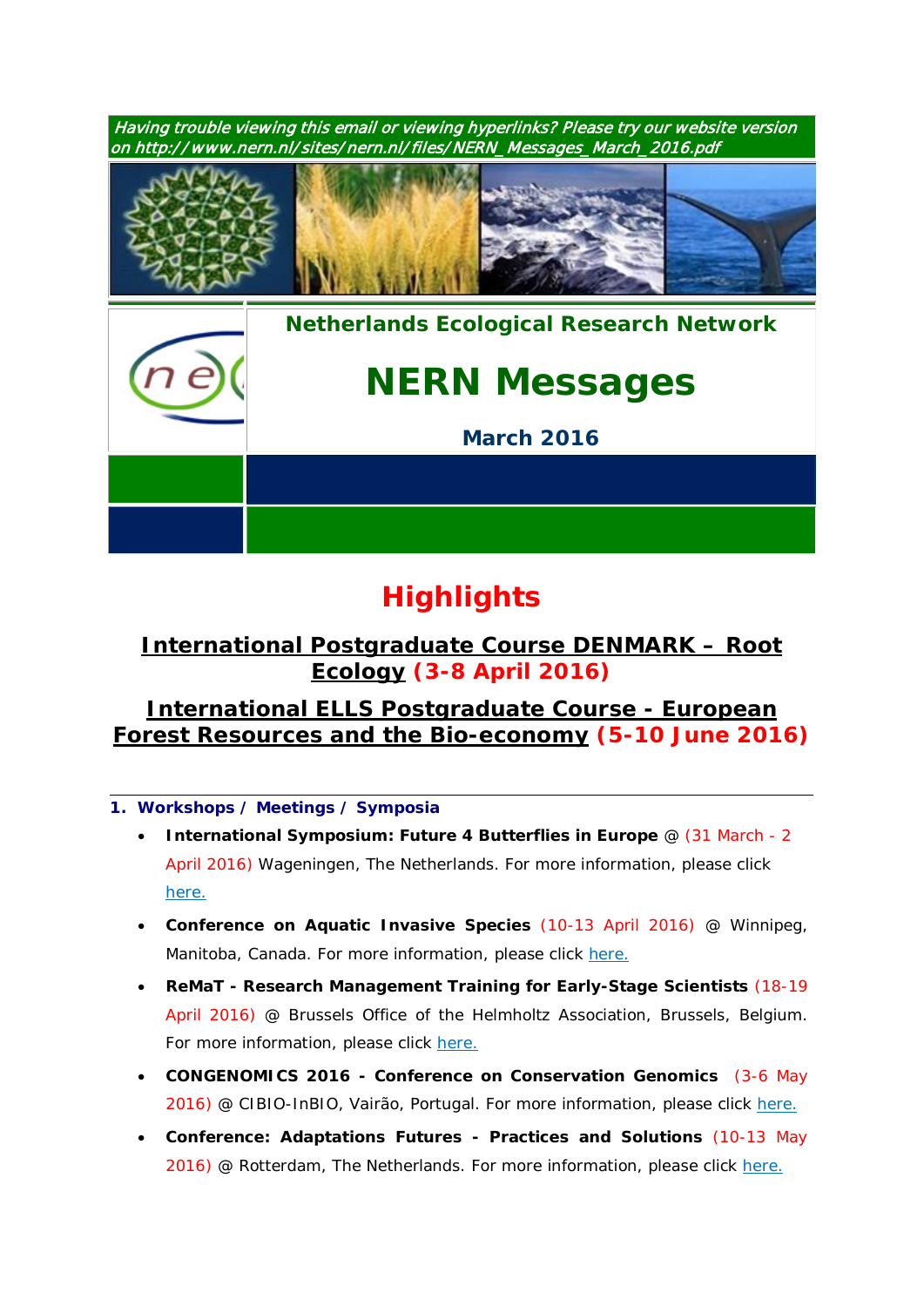*Having trouble viewing this email or viewing hyperlinks? Please try our website version on http://www.nern.nl/sites/nern.nl/files/NERN_Messages_March_2016.pdf*

**Netherlands Ecological Research Network**

# NERN Messages

**March 2016**

# Highlights

## International Postgraduate Course DENMARK – Root Ecology (3-8 April 2016)

## International ELLS Postgraduate Course - European Forest Resources and the Bio-economy (5-10 June 2016)

### 1. Workshops / Meetings / Symposia

- **International Symposium: Future 4 Butterflies in Europe** @ (31 March - 2 April 2016) Wageningen, The Netherlands. For more information, please click here.
- **Conference on Aquatic Invasive Species** (10-13 April 2016) @ Winnipeg, Manitoba, Canada. For more information, please click here.
- **ReMaT - Research Management Training for Early-Stage Scientists** (18-19 April 2016) @ Brussels Office of the Helmholtz Association, Brussels, Belgium. For more information, please click here.
- **CONGENOMICS 2016 - Conference on Conservation Genomics** (3-6 May 2016) @ CIBIO-InBIO, Vairão, Portugal. For more information, please click here.
- **Conference: Adaptations Futures - Practices and Solutions** (10-13 May 2016) @ Rotterdam, The Netherlands. For more information, please click here.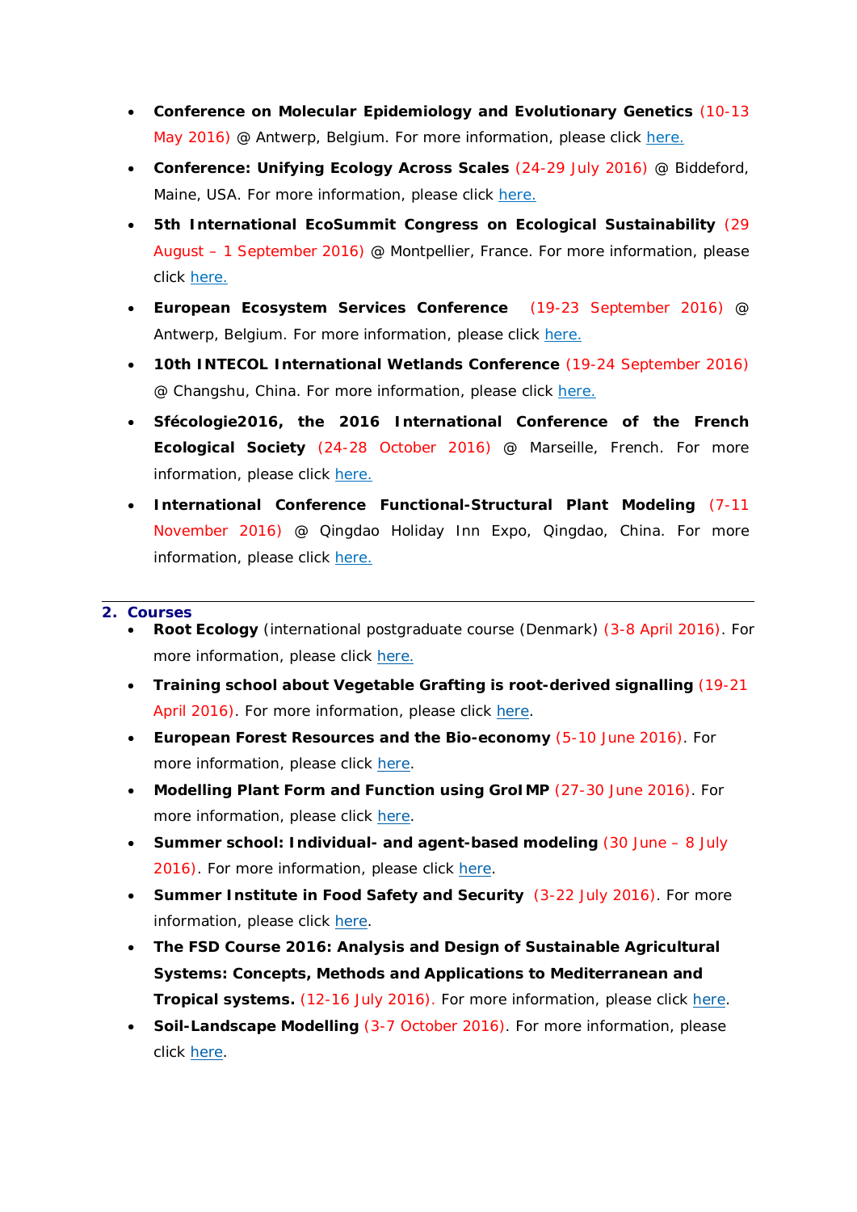- **Conference on Molecular Epidemiology and Evolutionary Genetics** (10-13 May 2016) @ Antwerp, Belgium. For more information, please click here.
- **Conference: Unifying Ecology Across Scales** (24-29 July 2016) @ Biddeford, Maine, USA. For more information, please click here.
- **5th International EcoSummit Congress on Ecological Sustainability** (29 August – 1 September 2016) @ Montpellier, France. For more information, please click here.
- **European Ecosystem Services Conference** (19-23 September 2016) @ Antwerp, Belgium. For more information, please click here.
- **10th INTECOL International Wetlands Conference** (19-24 September 2016) @ Changshu, China. For more information, please click here.
- **Sfécologie2016, the 2016 International Conference of the French Ecological Society** (24-28 October 2016) @ Marseille, French. For more information, please click here.
- **International Conference Functional-Structural Plant Modeling** (7-11 November 2016) @ Qingdao Holiday Inn Expo, Qingdao, China. For more information, please click here.

## 2. Courses

- **Root Ecology** (international postgraduate course (Denmark) (3-8 April 2016). For more information, please click here.
- **Training school about Vegetable Grafting is root-derived signalling** (19-21 April 2016). For more information, please click here.
- **European Forest Resources and the Bio-economy** (5-10 June 2016). For more information, please click here.
- **Modelling Plant Form and Function using GroIMP** (27-30 June 2016). For more information, please click here.
- **Summer school: Individual- and agent-based modeling** (30 June – 8 July 2016). For more information, please click here.
- **Summer Institute in Food Safety and Security** (3-22 July 2016). For more information, please click here.
- **The FSD Course 2016: Analysis and Design of Sustainable Agricultural Systems: Concepts, Methods and Applications to Mediterranean and Tropical systems.** (12-16 July 2016). For more information, please click here.
- **Soil-Landscape Modelling** (3-7 October 2016). For more information, please click here.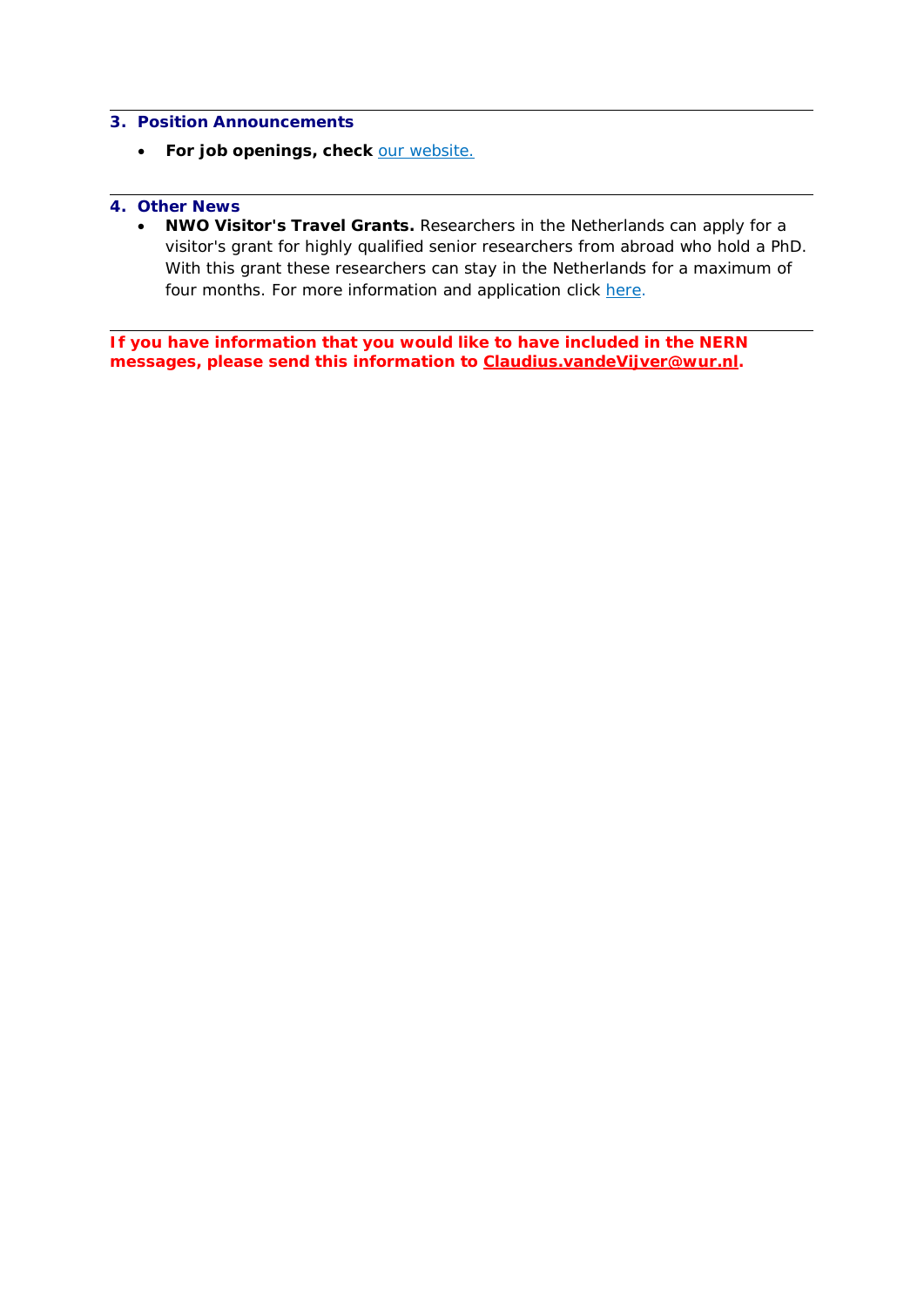## 3. Position Announcements

- **For job openings, check** our website.

## 4. Other News

- **NWO Visitor's Travel Grants.** Researchers in the Netherlands can apply for a visitor's grant for highly qualified senior researchers from abroad who hold a PhD. With this grant these researchers can stay in the Netherlands for a maximum of four months. For more information and application click here.

**If you have information that you would like to have included in the NERN messages, please send this information to Claudius.vandeVijver@wur.nl.**